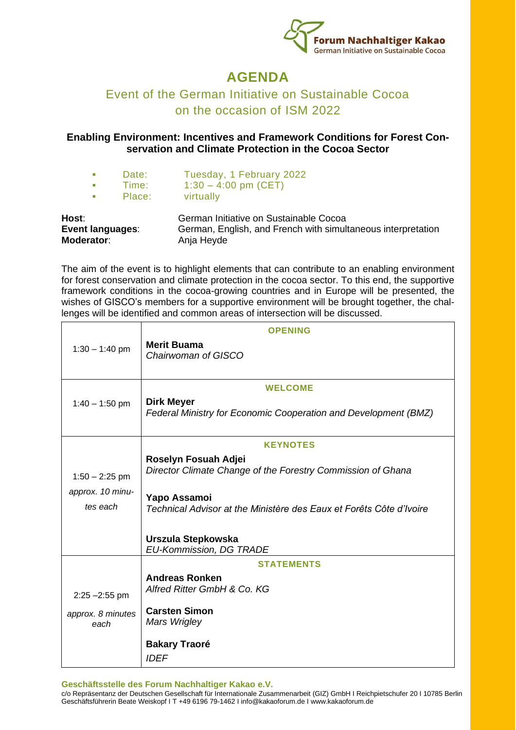Forum Nachhaltiger Kakao
German Initiative on Sustainable Cocoa

# AGENDA

## Event of the German Initiative on Sustainable Cocoa on the occasion of ISM 2022

### Enabling Environment: Incentives and Framework Conditions for Forest Conservation and Climate Protection in the Cocoa Sector

- Date: Tuesday, 1 February 2022
- Time: 1:30 – 4:00 pm (CET)
- Place: virtually

**Host**: German Initiative on Sustainable Cocoa
**Event languages**: German, English, and French with simultaneous interpretation
**Moderator**: Anja Heyde

The aim of the event is to highlight elements that can contribute to an enabling environment for forest conservation and climate protection in the cocoa sector. To this end, the supportive framework conditions in the cocoa-growing countries and in Europe will be presented, the wishes of GISCO's members for a supportive environment will be brought together, the challenges will be identified and common areas of intersection will be discussed.

| Time | Program |
|---|---|
| 1:30 – 1:40 pm | **OPENING**<br>**Merit Buama**<br>*Chairwoman of GISCO* |
| 1:40 – 1:50 pm | **WELCOME**<br>**Dirk Meyer**<br>*Federal Ministry for Economic Cooperation and Development (BMZ)* |
| 1:50 – 2:25 pm<br>*approx. 10 minutes each* | **KEYNOTES**<br>**Roselyn Fosuah Adjei**<br>*Director Climate Change of the Forestry Commission of Ghana*<br><br>**Yapo Assamoi**<br>*Technical Advisor at the Ministère des Eaux et Forêts Côte d'Ivoire*<br><br>**Urszula Stepkowska**<br>*EU-Kommission, DG TRADE* |
| 2:25 –2:55 pm<br>*approx. 8 minutes each* | **STATEMENTS**<br>**Andreas Ronken**<br>*Alfred Ritter GmbH & Co. KG*<br><br>**Carsten Simon**<br>*Mars Wrigley*<br><br>**Bakary Traoré**<br>*IDEF* |

**Geschäftsstelle des Forum Nachhaltiger Kakao e.V.**
c/o Repräsentanz der Deutschen Gesellschaft für Internationale Zusammenarbeit (GIZ) GmbH I Reichpietschufer 20 I 10785 Berlin
Geschäftsführerin Beate Weiskopf I T +49 6196 79-1462 I info@kakaoforum.de I www.kakaoforum.de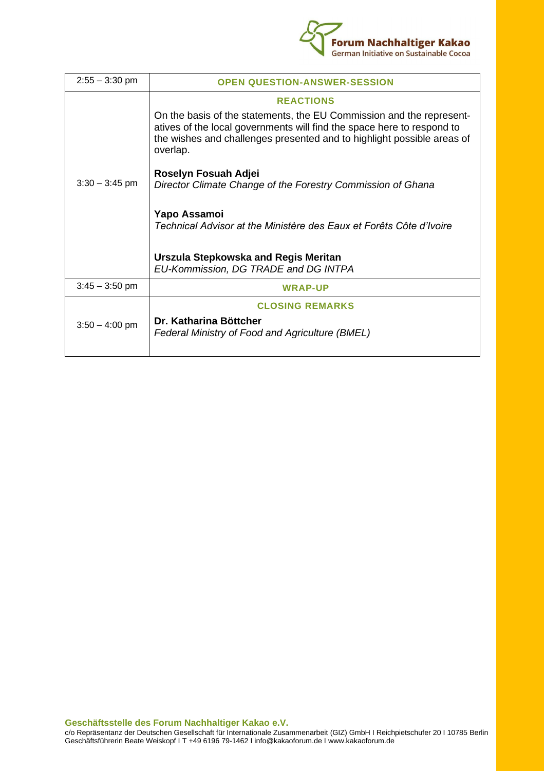| | |
|---|---|
| 2:55 – 3:30 pm | **OPEN QUESTION-ANSWER-SESSION** |
| 3:30 – 3:45 pm | **REACTIONS**<br>On the basis of the statements, the EU Commission and the representatives of the local governments will find the space here to respond to the wishes and challenges presented and to highlight possible areas of overlap.<br><br>**Roselyn Fosuah Adjei**<br>*Director Climate Change of the Forestry Commission of Ghana*<br><br>**Yapo Assamoi**<br>*Technical Advisor at the Ministère des Eaux et Forêts Côte d'Ivoire*<br><br>**Urszula Stepkowska and Regis Meritan**<br>*EU-Kommission, DG TRADE and DG INTPA* |
| 3:45 – 3:50 pm | **WRAP-UP** |
| 3:50 – 4:00 pm | **CLOSING REMARKS**<br>**Dr. Katharina Böttcher**<br>*Federal Ministry of Food and Agriculture (BMEL)* |

**Geschäftsstelle des Forum Nachhaltiger Kakao e.V.**
c/o Repräsentanz der Deutschen Gesellschaft für Internationale Zusammenarbeit (GIZ) GmbH I Reichpietschufer 20 I 10785 Berlin
Geschäftsführerin Beate Weiskopf I T +49 6196 79-1462 I info@kakaoforum.de I www.kakaoforum.de